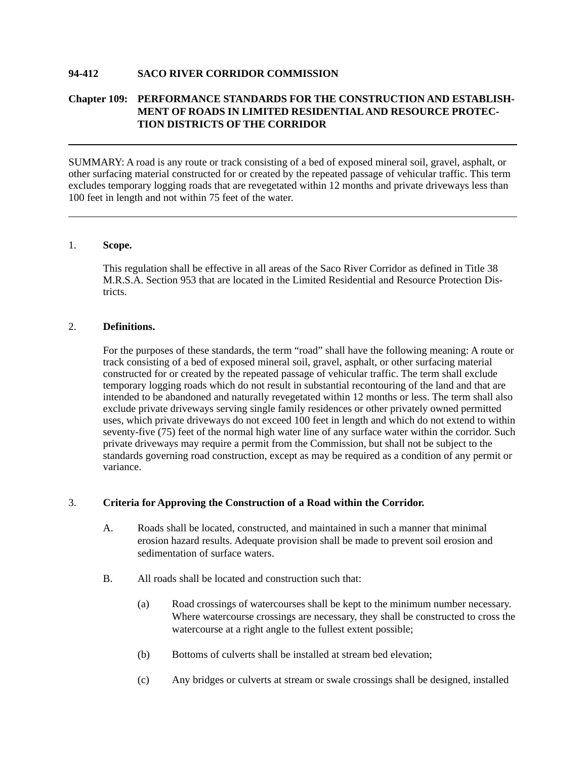**94-412 SACO RIVER CORRIDOR COMMISSION**

**Chapter 109: PERFORMANCE STANDARDS FOR THE CONSTRUCTION AND ESTABLISHMENT OF ROADS IN LIMITED RESIDENTIAL AND RESOURCE PROTECTION DISTRICTS OF THE CORRIDOR**

---

SUMMARY: A road is any route or track consisting of a bed of exposed mineral soil, gravel, asphalt, or other surfacing material constructed for or created by the repeated passage of vehicular traffic. This term excludes temporary logging roads that are revegetated within 12 months and private driveways less than 100 feet in length and not within 75 feet of the water.

---

## 1. **Scope.**

This regulation shall be effective in all areas of the Saco River Corridor as defined in Title 38 M.R.S.A. Section 953 that are located in the Limited Residential and Resource Protection Districts.

## 2. **Definitions.**

For the purposes of these standards, the term "road" shall have the following meaning: A route or track consisting of a bed of exposed mineral soil, gravel, asphalt, or other surfacing material constructed for or created by the repeated passage of vehicular traffic. The term shall exclude temporary logging roads which do not result in substantial recontouring of the land and that are intended to be abandoned and naturally revegetated within 12 months or less. The term shall also exclude private driveways serving single family residences or other privately owned permitted uses, which private driveways do not exceed 100 feet in length and which do not extend to within seventy-five (75) feet of the normal high water line of any surface water within the corridor. Such private driveways may require a permit from the Commission, but shall not be subject to the standards governing road construction, except as may be required as a condition of any permit or variance.

## 3. **Criteria for Approving the Construction of a Road within the Corridor.**

A. Roads shall be located, constructed, and maintained in such a manner that minimal erosion hazard results. Adequate provision shall be made to prevent soil erosion and sedimentation of surface waters.

B. All roads shall be located and construction such that:

(a) Road crossings of watercourses shall be kept to the minimum number necessary. Where watercourse crossings are necessary, they shall be constructed to cross the watercourse at a right angle to the fullest extent possible;

(b) Bottoms of culverts shall be installed at stream bed elevation;

(c) Any bridges or culverts at stream or swale crossings shall be designed, installed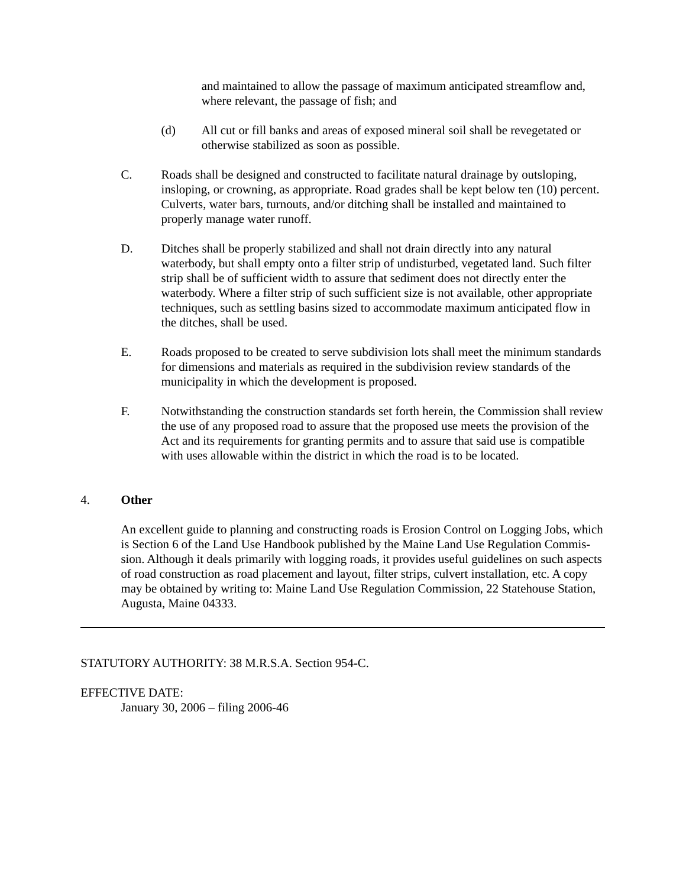and maintained to allow the passage of maximum anticipated streamflow and, where relevant, the passage of fish; and

(d) All cut or fill banks and areas of exposed mineral soil shall be revegetated or otherwise stabilized as soon as possible.

C. Roads shall be designed and constructed to facilitate natural drainage by outsloping, insloping, or crowning, as appropriate. Road grades shall be kept below ten (10) percent. Culverts, water bars, turnouts, and/or ditching shall be installed and maintained to properly manage water runoff.

D. Ditches shall be properly stabilized and shall not drain directly into any natural waterbody, but shall empty onto a filter strip of undisturbed, vegetated land. Such filter strip shall be of sufficient width to assure that sediment does not directly enter the waterbody. Where a filter strip of such sufficient size is not available, other appropriate techniques, such as settling basins sized to accommodate maximum anticipated flow in the ditches, shall be used.

E. Roads proposed to be created to serve subdivision lots shall meet the minimum standards for dimensions and materials as required in the subdivision review standards of the municipality in which the development is proposed.

F. Notwithstanding the construction standards set forth herein, the Commission shall review the use of any proposed road to assure that the proposed use meets the provision of the Act and its requirements for granting permits and to assure that said use is compatible with uses allowable within the district in which the road is to be located.

4. **Other**

An excellent guide to planning and constructing roads is Erosion Control on Logging Jobs, which is Section 6 of the Land Use Handbook published by the Maine Land Use Regulation Commission. Although it deals primarily with logging roads, it provides useful guidelines on such aspects of road construction as road placement and layout, filter strips, culvert installation, etc. A copy may be obtained by writing to: Maine Land Use Regulation Commission, 22 Statehouse Station, Augusta, Maine 04333.

---

STATUTORY AUTHORITY: 38 M.R.S.A. Section 954-C.

EFFECTIVE DATE:
January 30, 2006 – filing 2006-46